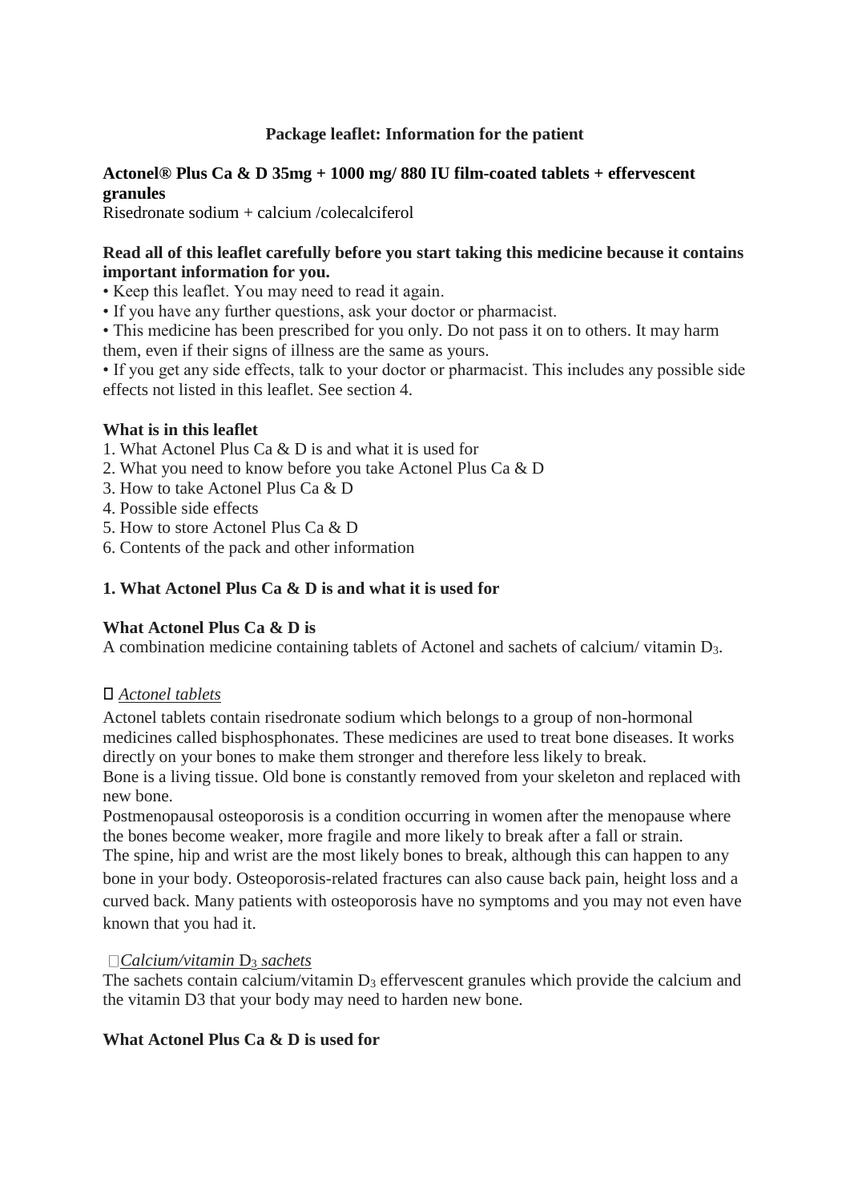**Package leaflet: Information for the patient**

**Actonel® Plus Ca & D 35mg + 1000 mg/ 880 IU film-coated tablets + effervescent granules**

Risedronate sodium + calcium /colecalciferol

**Read all of this leaflet carefully before you start taking this medicine because it contains important information for you.**

- Keep this leaflet. You may need to read it again.
- If you have any further questions, ask your doctor or pharmacist.
- This medicine has been prescribed for you only. Do not pass it on to others. It may harm them, even if their signs of illness are the same as yours.
- If you get any side effects, talk to your doctor or pharmacist. This includes any possible side effects not listed in this leaflet. See section 4.

**What is in this leaflet**

1. What Actonel Plus Ca & D is and what it is used for
2. What you need to know before you take Actonel Plus Ca & D
3. How to take Actonel Plus Ca & D
4. Possible side effects
5. How to store Actonel Plus Ca & D
6. Contents of the pack and other information

## 1. What Actonel Plus Ca & D is and what it is used for

**What Actonel Plus Ca & D is**

A combination medicine containing tablets of Actonel and sachets of calcium/ vitamin $D_3$.

- *Actonel tablets*

Actonel tablets contain risedronate sodium which belongs to a group of non-hormonal medicines called bisphosphonates. These medicines are used to treat bone diseases. It works directly on your bones to make them stronger and therefore less likely to break.

Bone is a living tissue. Old bone is constantly removed from your skeleton and replaced with new bone.

Postmenopausal osteoporosis is a condition occurring in women after the menopause where the bones become weaker, more fragile and more likely to break after a fall or strain.

The spine, hip and wrist are the most likely bones to break, although this can happen to any bone in your body. Osteoporosis-related fractures can also cause back pain, height loss and a curved back. Many patients with osteoporosis have no symptoms and you may not even have known that you had it.

- *Calcium/vitamin $D_3$ sachets*

The sachets contain calcium/vitamin $D_3$ effervescent granules which provide the calcium and the vitamin D3 that your body may need to harden new bone.

**What Actonel Plus Ca & D is used for**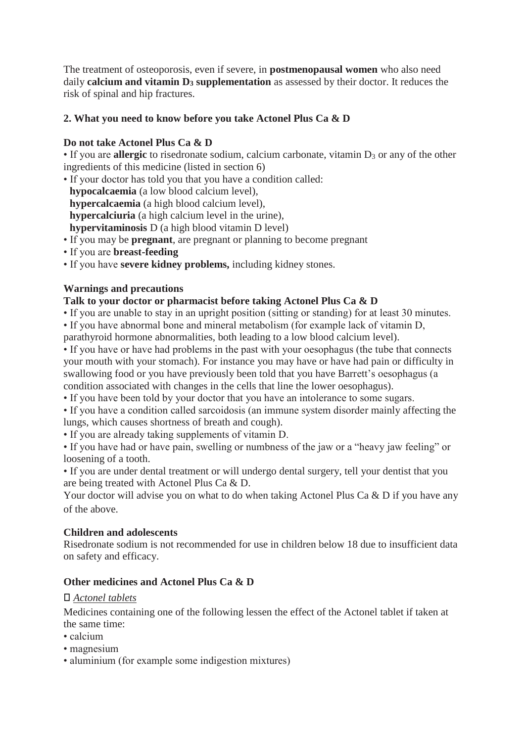The treatment of osteoporosis, even if severe, in **postmenopausal women** who also need daily **calcium and vitamin $D_3$ supplementation** as assessed by their doctor. It reduces the risk of spinal and hip fractures.

## 2. What you need to know before you take Actonel Plus Ca & D

### Do not take Actonel Plus Ca & D

- If you are **allergic** to risedronate sodium, calcium carbonate, vitamin $D_3$ or any of the other ingredients of this medicine (listed in section 6)
- If your doctor has told you that you have a condition called:
  **hypocalcaemia** (a low blood calcium level),
  **hypercalcaemia** (a high blood calcium level),
  **hypercalciuria** (a high calcium level in the urine),
  **hypervitaminosis** D (a high blood vitamin D level)
- If you may be **pregnant**, are pregnant or planning to become pregnant
- If you are **breast-feeding**
- If you have **severe kidney problems,** including kidney stones.

### Warnings and precautions

**Talk to your doctor or pharmacist before taking Actonel Plus Ca & D**

- If you are unable to stay in an upright position (sitting or standing) for at least 30 minutes.
- If you have abnormal bone and mineral metabolism (for example lack of vitamin D, parathyroid hormone abnormalities, both leading to a low blood calcium level).
- If you have or have had problems in the past with your oesophagus (the tube that connects your mouth with your stomach). For instance you may have or have had pain or difficulty in swallowing food or you have previously been told that you have Barrett's oesophagus (a condition associated with changes in the cells that line the lower oesophagus).
- If you have been told by your doctor that you have an intolerance to some sugars.
- If you have a condition called sarcoidosis (an immune system disorder mainly affecting the lungs, which causes shortness of breath and cough).
- If you are already taking supplements of vitamin D.
- If you have had or have pain, swelling or numbness of the jaw or a "heavy jaw feeling" or loosening of a tooth.
- If you are under dental treatment or will undergo dental surgery, tell your dentist that you are being treated with Actonel Plus Ca & D.

Your doctor will advise you on what to do when taking Actonel Plus Ca & D if you have any of the above.

### Children and adolescents

Risedronate sodium is not recommended for use in children below 18 due to insufficient data on safety and efficacy.

### Other medicines and Actonel Plus Ca & D

- *Actonel tablets*

Medicines containing one of the following lessen the effect of the Actonel tablet if taken at the same time:

- calcium
- magnesium
- aluminium (for example some indigestion mixtures)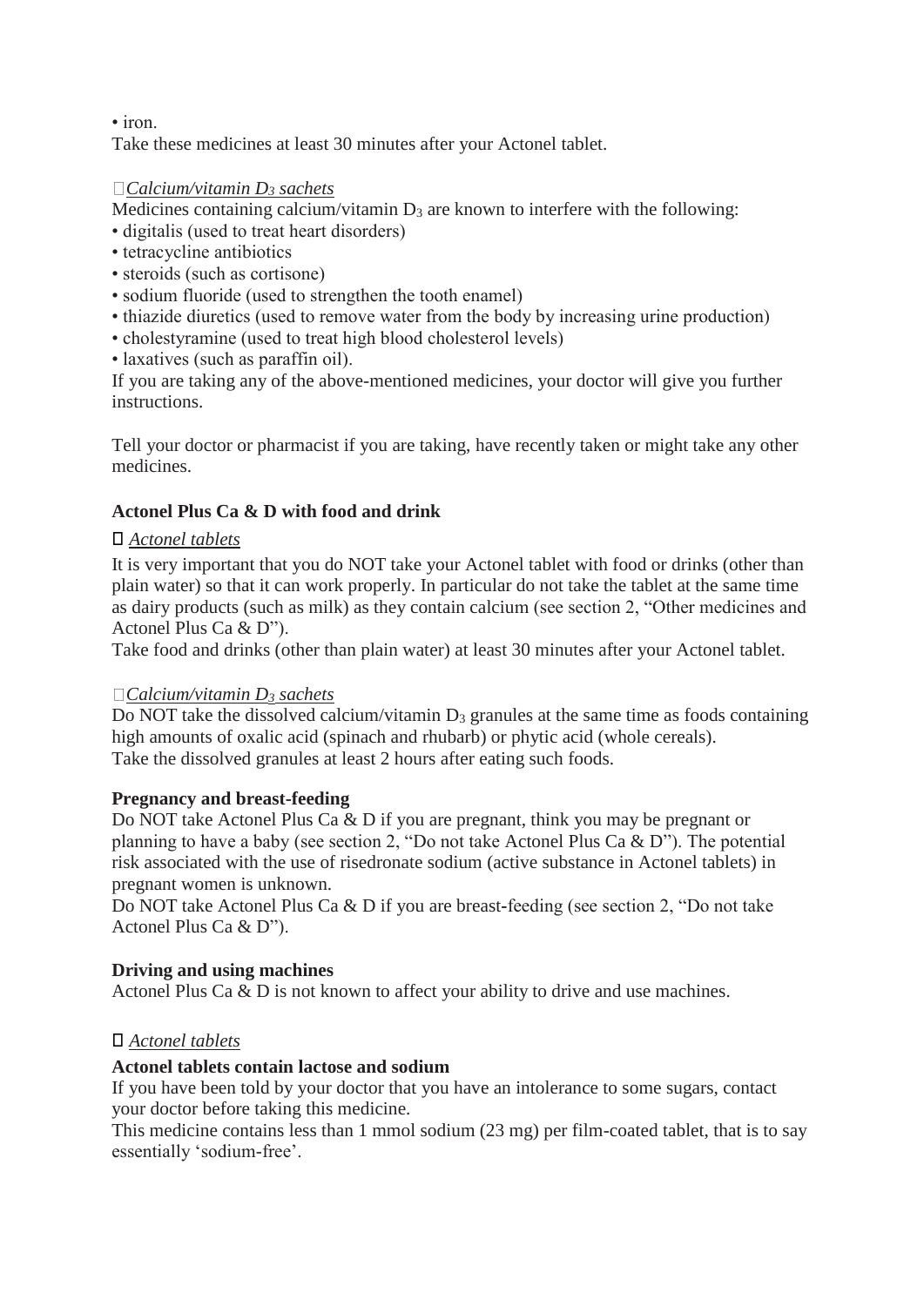• iron.

Take these medicines at least 30 minutes after your Actonel tablet.

*Calcium/vitamin $D_3$ sachets*

Medicines containing calcium/vitamin $D_3$ are known to interfere with the following:

- digitalis (used to treat heart disorders)
- tetracycline antibiotics
- steroids (such as cortisone)
- sodium fluoride (used to strengthen the tooth enamel)
- thiazide diuretics (used to remove water from the body by increasing urine production)
- cholestyramine (used to treat high blood cholesterol levels)
- laxatives (such as paraffin oil).

If you are taking any of the above-mentioned medicines, your doctor will give you further instructions.

Tell your doctor or pharmacist if you are taking, have recently taken or might take any other medicines.

**Actonel Plus Ca & D with food and drink**

*Actonel tablets*

It is very important that you do NOT take your Actonel tablet with food or drinks (other than plain water) so that it can work properly. In particular do not take the tablet at the same time as dairy products (such as milk) as they contain calcium (see section 2, "Other medicines and Actonel Plus Ca & D").

Take food and drinks (other than plain water) at least 30 minutes after your Actonel tablet.

*Calcium/vitamin $D_3$ sachets*

Do NOT take the dissolved calcium/vitamin $D_3$ granules at the same time as foods containing high amounts of oxalic acid (spinach and rhubarb) or phytic acid (whole cereals).

Take the dissolved granules at least 2 hours after eating such foods.

**Pregnancy and breast-feeding**

Do NOT take Actonel Plus Ca & D if you are pregnant, think you may be pregnant or planning to have a baby (see section 2, "Do not take Actonel Plus Ca & D"). The potential risk associated with the use of risedronate sodium (active substance in Actonel tablets) in pregnant women is unknown.

Do NOT take Actonel Plus Ca & D if you are breast-feeding (see section 2, "Do not take Actonel Plus Ca & D").

**Driving and using machines**

Actonel Plus Ca & D is not known to affect your ability to drive and use machines.

*Actonel tablets*

**Actonel tablets contain lactose and sodium**

If you have been told by your doctor that you have an intolerance to some sugars, contact your doctor before taking this medicine.

This medicine contains less than 1 mmol sodium (23 mg) per film-coated tablet, that is to say essentially 'sodium-free'.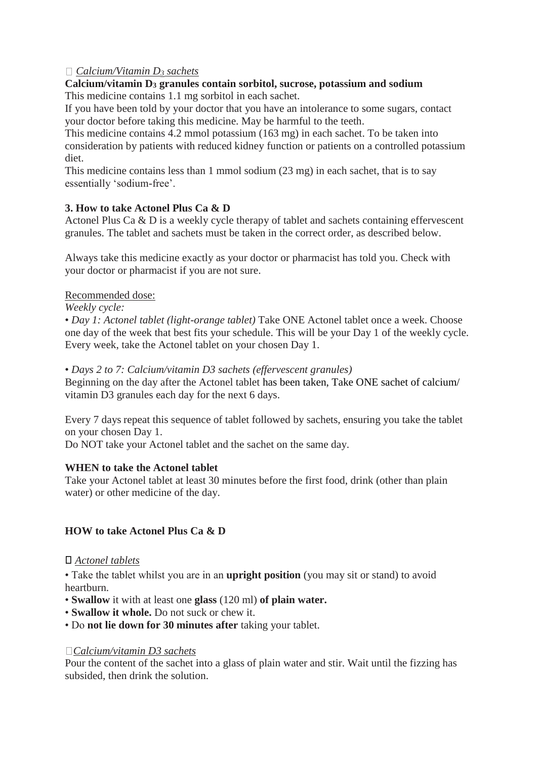*Calcium/Vitamin $D_3$ sachets*

**Calcium/vitamin $D_3$ granules contain sorbitol, sucrose, potassium and sodium**

This medicine contains 1.1 mg sorbitol in each sachet.

If you have been told by your doctor that you have an intolerance to some sugars, contact your doctor before taking this medicine. May be harmful to the teeth.

This medicine contains 4.2 mmol potassium (163 mg) in each sachet. To be taken into consideration by patients with reduced kidney function or patients on a controlled potassium diet.

This medicine contains less than 1 mmol sodium (23 mg) in each sachet, that is to say essentially 'sodium-free'.

## 3. How to take Actonel Plus Ca & D

Actonel Plus Ca & D is a weekly cycle therapy of tablet and sachets containing effervescent granules. The tablet and sachets must be taken in the correct order, as described below.

Always take this medicine exactly as your doctor or pharmacist has told you. Check with your doctor or pharmacist if you are not sure.

Recommended dose:

*Weekly cycle:*

• *Day 1: Actonel tablet (light-orange tablet)* Take ONE Actonel tablet once a week. Choose one day of the week that best fits your schedule. This will be your Day 1 of the weekly cycle. Every week, take the Actonel tablet on your chosen Day 1.

• *Days 2 to 7: Calcium/vitamin D3 sachets (effervescent granules)*

Beginning on the day after the Actonel tablet has been taken, Take ONE sachet of calcium/ vitamin D3 granules each day for the next 6 days.

Every 7 days repeat this sequence of tablet followed by sachets, ensuring you take the tablet on your chosen Day 1.

Do NOT take your Actonel tablet and the sachet on the same day.

**WHEN to take the Actonel tablet**

Take your Actonel tablet at least 30 minutes before the first food, drink (other than plain water) or other medicine of the day.

**HOW to take Actonel Plus Ca & D**

*Actonel tablets*

- Take the tablet whilst you are in an **upright position** (you may sit or stand) to avoid heartburn.
- **Swallow** it with at least one **glass** (120 ml) **of plain water.**
- **Swallow it whole.** Do not suck or chew it.
- Do **not lie down for 30 minutes after** taking your tablet.

*Calcium/vitamin D3 sachets*

Pour the content of the sachet into a glass of plain water and stir. Wait until the fizzing has subsided, then drink the solution.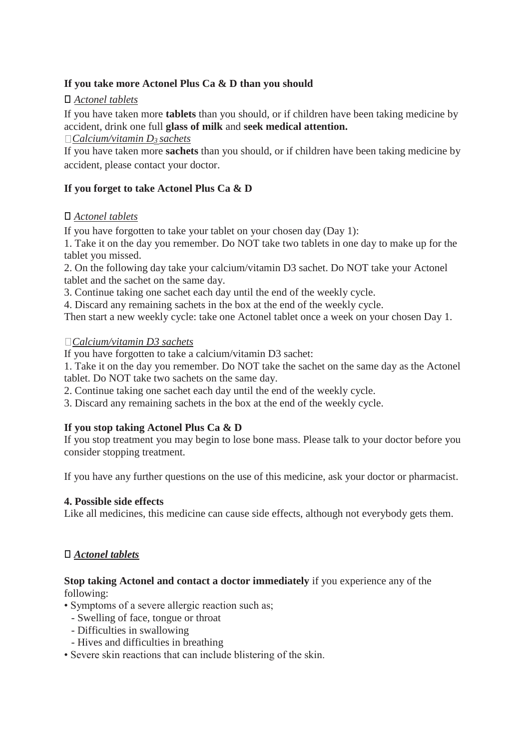**If you take more Actonel Plus Ca & D than you should**

□ *Actonel tablets*

If you have taken more **tablets** than you should, or if children have been taking medicine by accident, drink one full **glass of milk** and **seek medical attention.**

□ *Calcium/vitamin $D_3$ sachets*

If you have taken more **sachets** than you should, or if children have been taking medicine by accident, please contact your doctor.

**If you forget to take Actonel Plus Ca & D**

□ *Actonel tablets*

If you have forgotten to take your tablet on your chosen day (Day 1):

1. Take it on the day you remember. Do NOT take two tablets in one day to make up for the tablet you missed.
2. On the following day take your calcium/vitamin D3 sachet. Do NOT take your Actonel tablet and the sachet on the same day.
3. Continue taking one sachet each day until the end of the weekly cycle.
4. Discard any remaining sachets in the box at the end of the weekly cycle.

Then start a new weekly cycle: take one Actonel tablet once a week on your chosen Day 1.

□ *Calcium/vitamin D3 sachets*

If you have forgotten to take a calcium/vitamin D3 sachet:

1. Take it on the day you remember. Do NOT take the sachet on the same day as the Actonel tablet. Do NOT take two sachets on the same day.
2. Continue taking one sachet each day until the end of the weekly cycle.
3. Discard any remaining sachets in the box at the end of the weekly cycle.

**If you stop taking Actonel Plus Ca & D**

If you stop treatment you may begin to lose bone mass. Please talk to your doctor before you consider stopping treatment.

If you have any further questions on the use of this medicine, ask your doctor or pharmacist.

**4. Possible side effects**

Like all medicines, this medicine can cause side effects, although not everybody gets them.

□ ***Actonel tablets***

**Stop taking Actonel and contact a doctor immediately** if you experience any of the following:

- Symptoms of a severe allergic reaction such as;
  - Swelling of face, tongue or throat
  - Difficulties in swallowing
  - Hives and difficulties in breathing
- Severe skin reactions that can include blistering of the skin.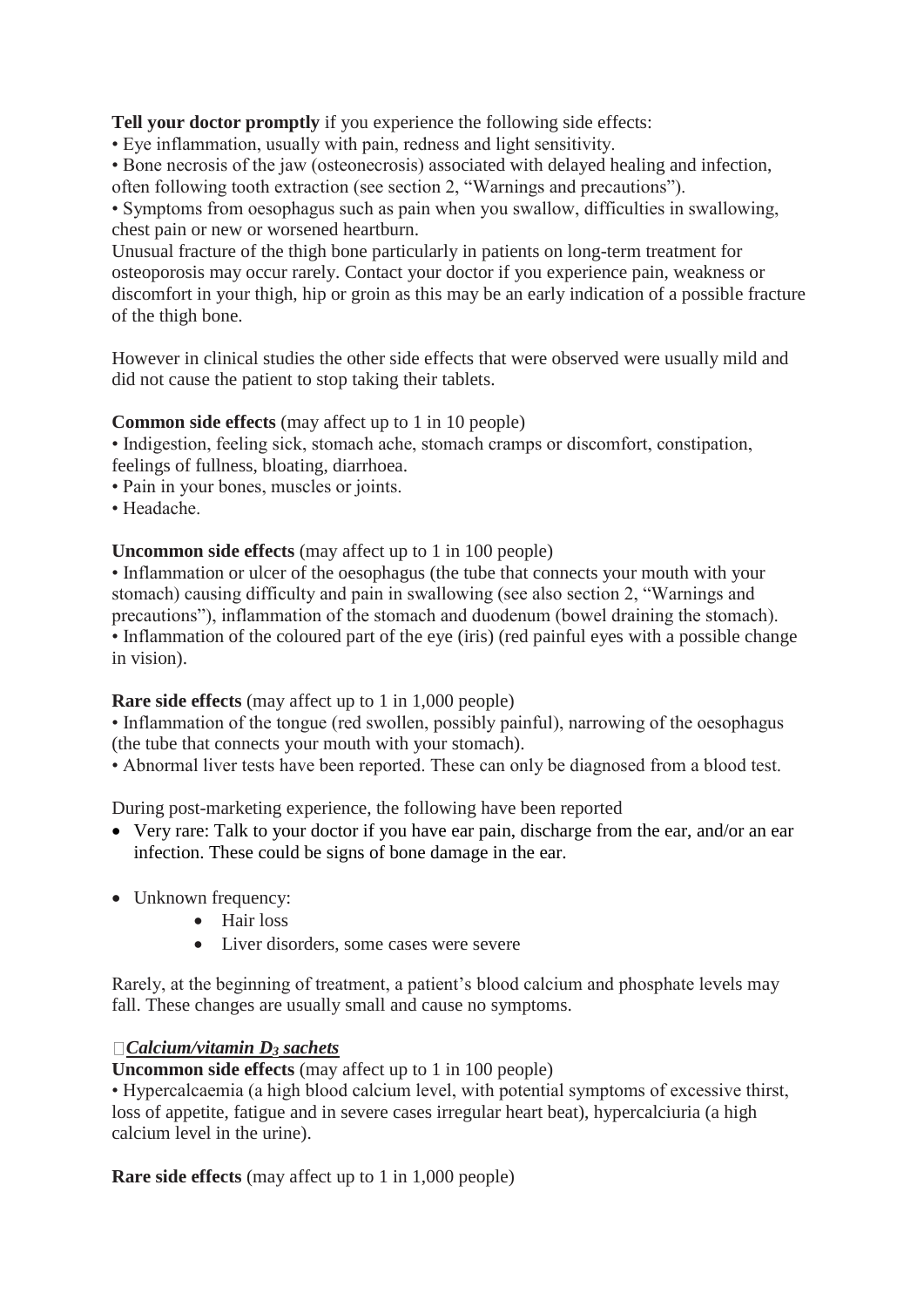**Tell your doctor promptly** if you experience the following side effects:

• Eye inflammation, usually with pain, redness and light sensitivity.
• Bone necrosis of the jaw (osteonecrosis) associated with delayed healing and infection, often following tooth extraction (see section 2, "Warnings and precautions").
• Symptoms from oesophagus such as pain when you swallow, difficulties in swallowing, chest pain or new or worsened heartburn.

Unusual fracture of the thigh bone particularly in patients on long-term treatment for osteoporosis may occur rarely. Contact your doctor if you experience pain, weakness or discomfort in your thigh, hip or groin as this may be an early indication of a possible fracture of the thigh bone.

However in clinical studies the other side effects that were observed were usually mild and did not cause the patient to stop taking their tablets.

**Common side effects** (may affect up to 1 in 10 people)

• Indigestion, feeling sick, stomach ache, stomach cramps or discomfort, constipation, feelings of fullness, bloating, diarrhoea.
• Pain in your bones, muscles or joints.
• Headache.

**Uncommon side effects** (may affect up to 1 in 100 people)

• Inflammation or ulcer of the oesophagus (the tube that connects your mouth with your stomach) causing difficulty and pain in swallowing (see also section 2, "Warnings and precautions"), inflammation of the stomach and duodenum (bowel draining the stomach).
• Inflammation of the coloured part of the eye (iris) (red painful eyes with a possible change in vision).

**Rare side effects** (may affect up to 1 in 1,000 people)

• Inflammation of the tongue (red swollen, possibly painful), narrowing of the oesophagus (the tube that connects your mouth with your stomach).
• Abnormal liver tests have been reported. These can only be diagnosed from a blood test.

During post-marketing experience, the following have been reported

- Very rare: Talk to your doctor if you have ear pain, discharge from the ear, and/or an ear infection. These could be signs of bone damage in the ear.

- Unknown frequency:
    - Hair loss
    - Liver disorders, some cases were severe

Rarely, at the beginning of treatment, a patient's blood calcium and phosphate levels may fall. These changes are usually small and cause no symptoms.

***Calcium/vitamin $D_3$ sachets***

**Uncommon side effects** (may affect up to 1 in 100 people)

• Hypercalcaemia (a high blood calcium level, with potential symptoms of excessive thirst, loss of appetite, fatigue and in severe cases irregular heart beat), hypercalciuria (a high calcium level in the urine).

**Rare side effects** (may affect up to 1 in 1,000 people)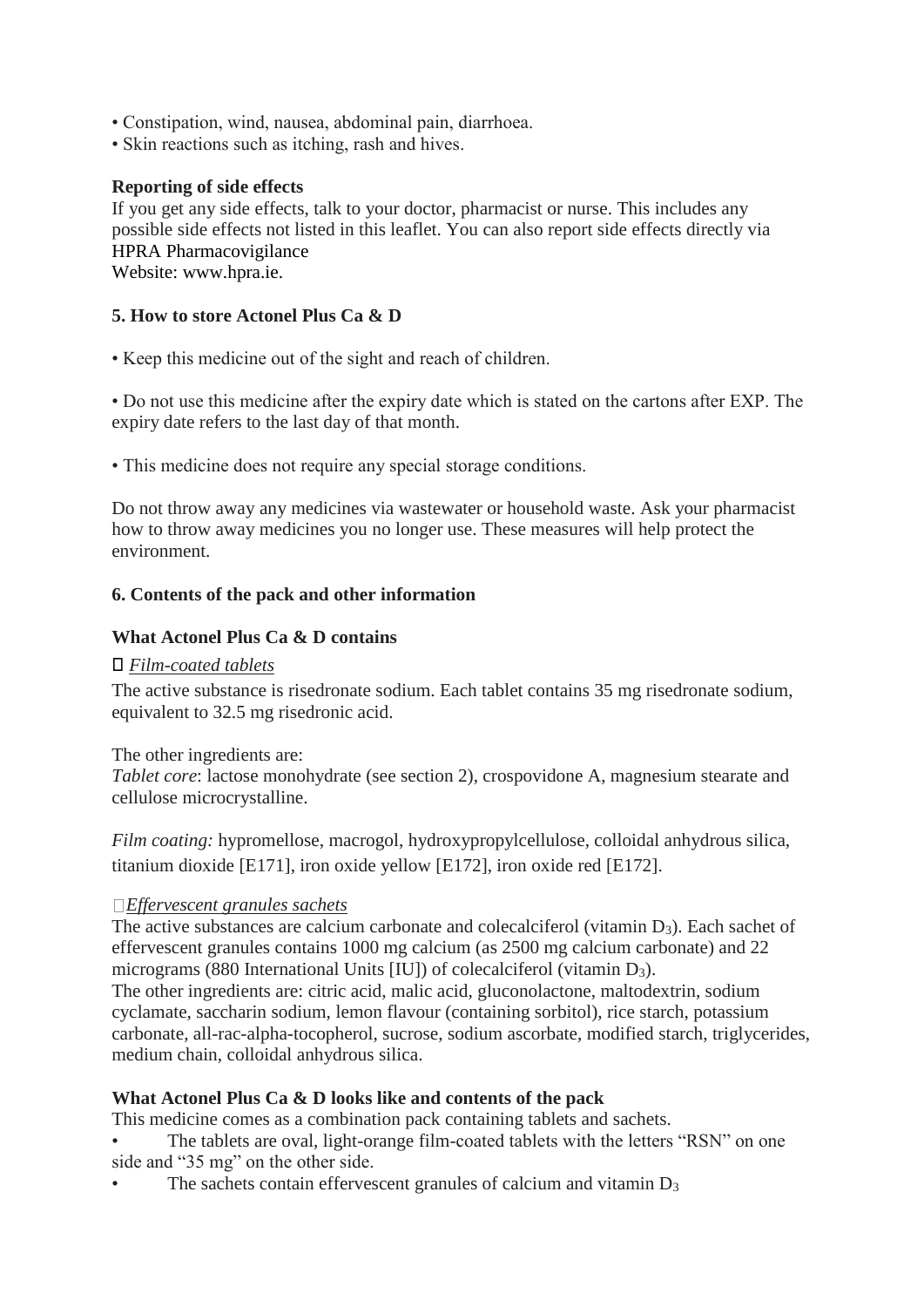- Constipation, wind, nausea, abdominal pain, diarrhoea.
- Skin reactions such as itching, rash and hives.

**Reporting of side effects**
If you get any side effects, talk to your doctor, pharmacist or nurse. This includes any possible side effects not listed in this leaflet. You can also report side effects directly via HPRA Pharmacovigilance
Website: www.hpra.ie.

## 5. How to store Actonel Plus Ca & D

- Keep this medicine out of the sight and reach of children.

- Do not use this medicine after the expiry date which is stated on the cartons after EXP. The expiry date refers to the last day of that month.

- This medicine does not require any special storage conditions.

Do not throw away any medicines via wastewater or household waste. Ask your pharmacist how to throw away medicines you no longer use. These measures will help protect the environment.

## 6. Contents of the pack and other information

### What Actonel Plus Ca & D contains

- *Film-coated tablets*

The active substance is risedronate sodium. Each tablet contains 35 mg risedronate sodium, equivalent to 32.5 mg risedronic acid.

The other ingredients are:
*Tablet core*: lactose monohydrate (see section 2), crospovidone A, magnesium stearate and cellulose microcrystalline.

*Film coating:* hypromellose, macrogol, hydroxypropylcellulose, colloidal anhydrous silica, titanium dioxide [E171], iron oxide yellow [E172], iron oxide red [E172].

- *Effervescent granules sachets*

The active substances are calcium carbonate and colecalciferol (vitamin $D_3$). Each sachet of effervescent granules contains 1000 mg calcium (as 2500 mg calcium carbonate) and 22 micrograms (880 International Units [IU]) of colecalciferol (vitamin $D_3$).
The other ingredients are: citric acid, malic acid, gluconolactone, maltodextrin, sodium cyclamate, saccharin sodium, lemon flavour (containing sorbitol), rice starch, potassium carbonate, all-rac-alpha-tocopherol, sucrose, sodium ascorbate, modified starch, triglycerides, medium chain, colloidal anhydrous silica.

### What Actonel Plus Ca & D looks like and contents of the pack
This medicine comes as a combination pack containing tablets and sachets.

- The tablets are oval, light-orange film-coated tablets with the letters "RSN" on one side and "35 mg" on the other side.
- The sachets contain effervescent granules of calcium and vitamin $D_3$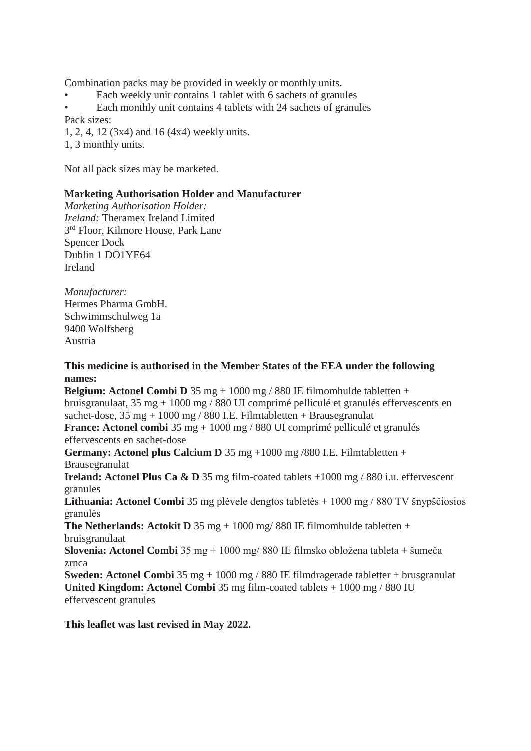Combination packs may be provided in weekly or monthly units.

- Each weekly unit contains 1 tablet with 6 sachets of granules
- Each monthly unit contains 4 tablets with 24 sachets of granules

Pack sizes:
1, 2, 4, 12 (3x4) and 16 (4x4) weekly units.
1, 3 monthly units.

Not all pack sizes may be marketed.

**Marketing Authorisation Holder and Manufacturer**

*Marketing Authorisation Holder:*
*Ireland:* Theramex Ireland Limited
3rd Floor, Kilmore House, Park Lane
Spencer Dock
Dublin 1 DO1YE64
Ireland

*Manufacturer:*
Hermes Pharma GmbH.
Schwimmschulweg 1a
9400 Wolfsberg
Austria

**This medicine is authorised in the Member States of the EEA under the following names:**

**Belgium: Actonel Combi D** 35 mg + 1000 mg / 880 IE filmomhulde tabletten + bruisgranulaat, 35 mg + 1000 mg / 880 UI comprimé pelliculé et granulés effervescents en sachet-dose, 35 mg + 1000 mg / 880 I.E. Filmtabletten + Brausegranulat
**France: Actonel combi** 35 mg + 1000 mg / 880 UI comprimé pelliculé et granulés effervescents en sachet-dose
**Germany: Actonel plus Calcium D** 35 mg +1000 mg /880 I.E. Filmtabletten + Brausegranulat
**Ireland: Actonel Plus Ca & D** 35 mg film-coated tablets +1000 mg / 880 i.u. effervescent granules
**Lithuania: Actonel Combi** 35 mg plėvele dengtos tabletės + 1000 mg / 880 TV šnypščiosios granulės
**The Netherlands: Actokit D** 35 mg + 1000 mg/ 880 IE filmomhulde tabletten + bruisgranulaat
**Slovenia: Actonel Combi** 35 mg + 1000 mg/ 880 IE filmsko obložena tableta + šumeča zrnca
**Sweden: Actonel Combi** 35 mg + 1000 mg / 880 IE filmdragerade tabletter + brusgranulat
**United Kingdom: Actonel Combi** 35 mg film-coated tablets + 1000 mg / 880 IU effervescent granules

**This leaflet was last revised in May 2022.**